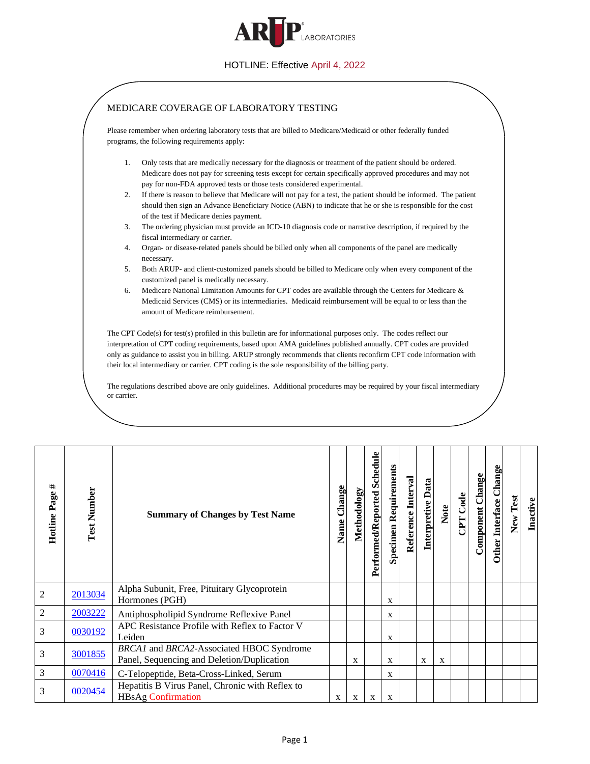# ARUP LABORATORIES

HOTLINE: Effective April 4, 2022

## MEDICARE COVERAGE OF LABORATORY TESTING

Please remember when ordering laboratory tests that are billed to Medicare/Medicaid or other federally funded programs, the following requirements apply:

1. Only tests that are medically necessary for the diagnosis or treatment of the patient should be ordered. Medicare does not pay for screening tests except for certain specifically approved procedures and may not pay for non-FDA approved tests or those tests considered experimental.
2. If there is reason to believe that Medicare will not pay for a test, the patient should be informed. The patient should then sign an Advance Beneficiary Notice (ABN) to indicate that he or she is responsible for the cost of the test if Medicare denies payment.
3. The ordering physician must provide an ICD-10 diagnosis code or narrative description, if required by the fiscal intermediary or carrier.
4. Organ- or disease-related panels should be billed only when all components of the panel are medically necessary.
5. Both ARUP- and client-customized panels should be billed to Medicare only when every component of the customized panel is medically necessary.
6. Medicare National Limitation Amounts for CPT codes are available through the Centers for Medicare & Medicaid Services (CMS) or its intermediaries. Medicaid reimbursement will be equal to or less than the amount of Medicare reimbursement.

The CPT Code(s) for test(s) profiled in this bulletin are for informational purposes only. The codes reflect our interpretation of CPT coding requirements, based upon AMA guidelines published annually. CPT codes are provided only as guidance to assist you in billing. ARUP strongly recommends that clients reconfirm CPT code information with their local intermediary or carrier. CPT coding is the sole responsibility of the billing party.

The regulations described above are only guidelines. Additional procedures may be required by your fiscal intermediary or carrier.

| Hotline Page # | Test Number | Summary of Changes by Test Name | Name Change | Methodology | Performed/Reported Schedule | Specimen Requirements | Reference Interval | Interpretive Data | Note | CPT Code | Component Change | Other Interface Change | New Test | Inactive |
|---|---|---|---|---|---|---|---|---|---|---|---|---|---|---|
| 2 | 2013034 | Alpha Subunit, Free, Pituitary Glycoprotein Hormones (PGH) | | | | x | | | | | | | | |
| 2 | 2003222 | Antiphospholipid Syndrome Reflexive Panel | | | | x | | | | | | | | |
| 3 | 0030192 | APC Resistance Profile with Reflex to Factor V Leiden | | | | x | | | | | | | | |
| 3 | 3001855 | *BRCA1* and *BRCA2*-Associated HBOC Syndrome Panel, Sequencing and Deletion/Duplication | | x | | x | | x | x | | | | | |
| 3 | 0070416 | C-Telopeptide, Beta-Cross-Linked, Serum | | | | x | | | | | | | | |
| 3 | 0020454 | Hepatitis B Virus Panel, Chronic with Reflex to HBsAg Confirmation | x | x | x | x | | | | | | | | |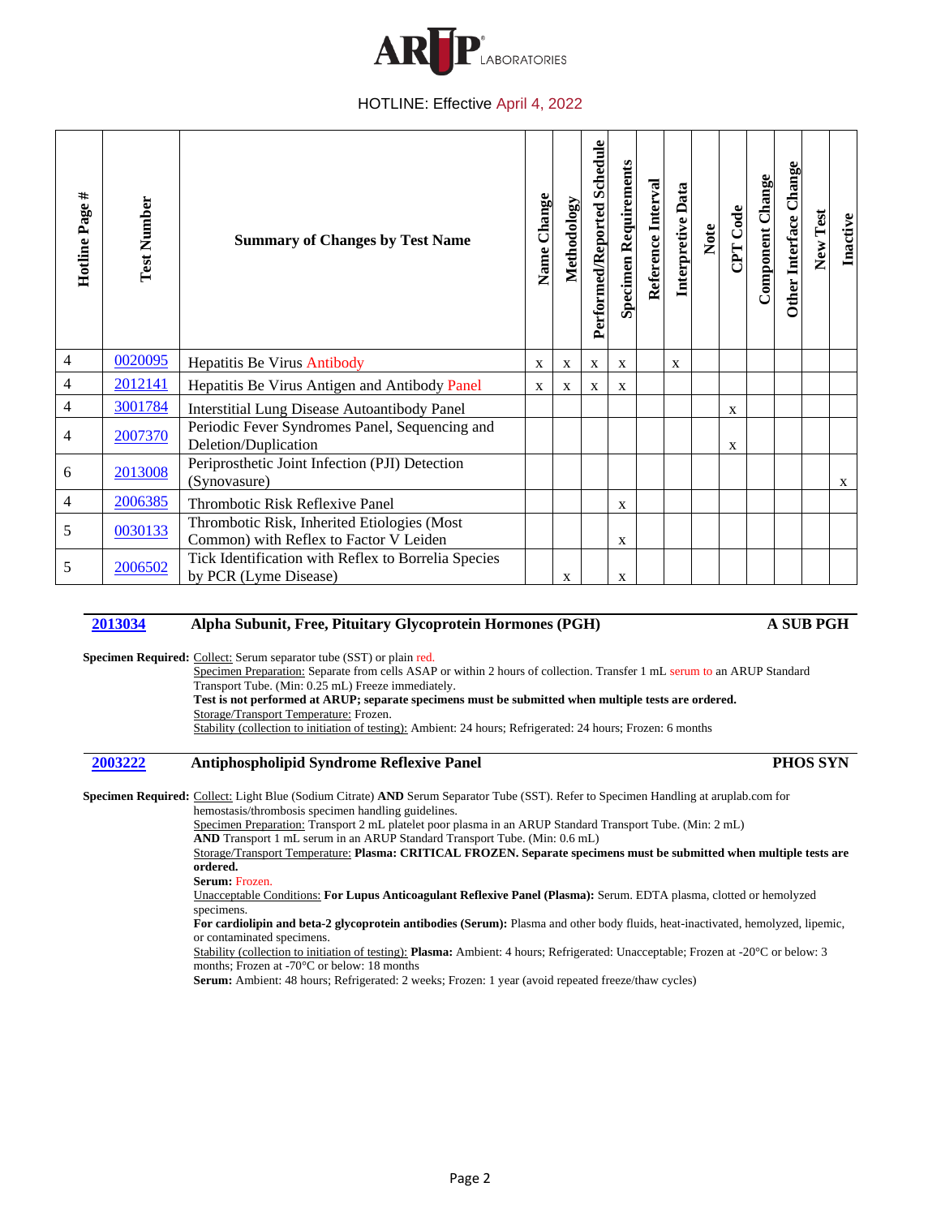HOTLINE: Effective April 4, 2022

| Hotline Page # | Test Number | Summary of Changes by Test Name | Name Change | Methodology | Performed/Reported Schedule | Specimen Requirements | Reference Interval | Interpretive Data | Note | CPT Code | Component Change | Other Interface Change | New Test | Inactive |
|---|---|---|---|---|---|---|---|---|---|---|---|---|---|---|
| 4 | 0020095 | Hepatitis Be Virus Antibody | x | x | x | x | | x | | | | | | |
| 4 | 2012141 | Hepatitis Be Virus Antigen and Antibody Panel | x | x | x | x | | | | | | | | |
| 4 | 3001784 | Interstitial Lung Disease Autoantibody Panel | | | | | | | | x | | | | |
| 4 | 2007370 | Periodic Fever Syndromes Panel, Sequencing and Deletion/Duplication | | | | | | | | x | | | | |
| 6 | 2013008 | Periprosthetic Joint Infection (PJI) Detection (Synovasure) | | | | | | | | | | | | x |
| 4 | 2006385 | Thrombotic Risk Reflexive Panel | | | | x | | | | | | | | |
| 5 | 0030133 | Thrombotic Risk, Inherited Etiologies (Most Common) with Reflex to Factor V Leiden | | | | x | | | | | | | | |
| 5 | 2006502 | Tick Identification with Reflex to Borrelia Species by PCR (Lyme Disease) | | x | | x | | | | | | | | |

## 2013034 Alpha Subunit, Free, Pituitary Glycoprotein Hormones (PGH) — A SUB PGH

**Specimen Required:** Collect: Serum separator tube (SST) or plain red.

Specimen Preparation: Separate from cells ASAP or within 2 hours of collection. Transfer 1 mL serum to an ARUP Standard Transport Tube. (Min: 0.25 mL) Freeze immediately.

**Test is not performed at ARUP; separate specimens must be submitted when multiple tests are ordered.**

Storage/Transport Temperature: Frozen.

Stability (collection to initiation of testing): Ambient: 24 hours; Refrigerated: 24 hours; Frozen: 6 months

## 2003222 Antiphospholipid Syndrome Reflexive Panel — PHOS SYN

**Specimen Required:** Collect: Light Blue (Sodium Citrate) **AND** Serum Separator Tube (SST). Refer to Specimen Handling at aruplab.com for hemostasis/thrombosis specimen handling guidelines.

Specimen Preparation: Transport 2 mL platelet poor plasma in an ARUP Standard Transport Tube. (Min: 2 mL)
**AND** Transport 1 mL serum in an ARUP Standard Transport Tube. (Min: 0.6 mL)

Storage/Transport Temperature: **Plasma: CRITICAL FROZEN. Separate specimens must be submitted when multiple tests are ordered.**
**Serum:** Frozen.

Unacceptable Conditions: **For Lupus Anticoagulant Reflexive Panel (Plasma):** Serum. EDTA plasma, clotted or hemolyzed specimens.
**For cardiolipin and beta-2 glycoprotein antibodies (Serum):** Plasma and other body fluids, heat-inactivated, hemolyzed, lipemic, or contaminated specimens.

Stability (collection to initiation of testing): **Plasma:** Ambient: 4 hours; Refrigerated: Unacceptable; Frozen at -20°C or below: 3 months; Frozen at -70°C or below: 18 months
**Serum:** Ambient: 48 hours; Refrigerated: 2 weeks; Frozen: 1 year (avoid repeated freeze/thaw cycles)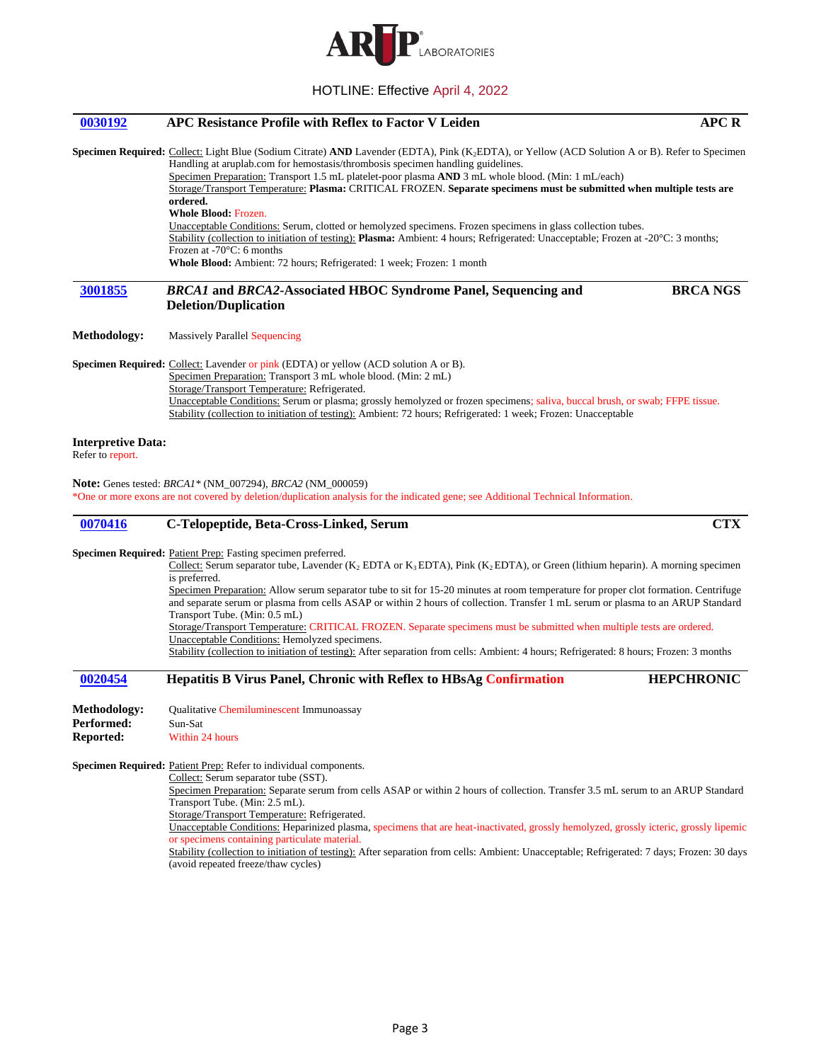## 0030192 APC Resistance Profile with Reflex to Factor V Leiden — APC R

**Specimen Required:** Collect: Light Blue (Sodium Citrate) **AND** Lavender (EDTA), Pink ($K_2$EDTA), or Yellow (ACD Solution A or B). Refer to Specimen Handling at aruplab.com for hemostasis/thrombosis specimen handling guidelines.
Specimen Preparation: Transport 1.5 mL platelet-poor plasma **AND** 3 mL whole blood. (Min: 1 mL/each)
Storage/Transport Temperature: **Plasma:** CRITICAL FROZEN. **Separate specimens must be submitted when multiple tests are ordered.**
**Whole Blood:** Frozen.
Unacceptable Conditions: Serum, clotted or hemolyzed specimens. Frozen specimens in glass collection tubes.
Stability (collection to initiation of testing): **Plasma:** Ambient: 4 hours; Refrigerated: Unacceptable; Frozen at -20°C: 3 months; Frozen at -70°C: 6 months
**Whole Blood:** Ambient: 72 hours; Refrigerated: 1 week; Frozen: 1 month

## 3001855 *BRCA1* and *BRCA2*-Associated HBOC Syndrome Panel, Sequencing and Deletion/Duplication — BRCA NGS

**Methodology:** Massively Parallel Sequencing

**Specimen Required:** Collect: Lavender or pink (EDTA) or yellow (ACD solution A or B).
Specimen Preparation: Transport 3 mL whole blood. (Min: 2 mL)
Storage/Transport Temperature: Refrigerated.
Unacceptable Conditions: Serum or plasma; grossly hemolyzed or frozen specimens; saliva, buccal brush, or swab; FFPE tissue.
Stability (collection to initiation of testing): Ambient: 72 hours; Refrigerated: 1 week; Frozen: Unacceptable

**Interpretive Data:**
Refer to report.

**Note:** Genes tested: *BRCA1\** (NM_007294), *BRCA2* (NM_000059)
\*One or more exons are not covered by deletion/duplication analysis for the indicated gene; see Additional Technical Information.

## 0070416 C-Telopeptide, Beta-Cross-Linked, Serum — CTX

**Specimen Required:** Patient Prep: Fasting specimen preferred.
Collect: Serum separator tube, Lavender ($K_2$ EDTA or $K_3$ EDTA), Pink ($K_2$ EDTA), or Green (lithium heparin). A morning specimen is preferred.
Specimen Preparation: Allow serum separator tube to sit for 15-20 minutes at room temperature for proper clot formation. Centrifuge and separate serum or plasma from cells ASAP or within 2 hours of collection. Transfer 1 mL serum or plasma to an ARUP Standard Transport Tube. (Min: 0.5 mL)
Storage/Transport Temperature: CRITICAL FROZEN. Separate specimens must be submitted when multiple tests are ordered.
Unacceptable Conditions: Hemolyzed specimens.
Stability (collection to initiation of testing): After separation from cells: Ambient: 4 hours; Refrigerated: 8 hours; Frozen: 3 months

## 0020454 Hepatitis B Virus Panel, Chronic with Reflex to HBsAg Confirmation — HEPCHRONIC

**Methodology:** Qualitative Chemiluminescent Immunoassay
**Performed:** Sun-Sat
**Reported:** Within 24 hours

**Specimen Required:** Patient Prep: Refer to individual components.
Collect: Serum separator tube (SST).
Specimen Preparation: Separate serum from cells ASAP or within 2 hours of collection. Transfer 3.5 mL serum to an ARUP Standard Transport Tube. (Min: 2.5 mL).
Storage/Transport Temperature: Refrigerated.
Unacceptable Conditions: Heparinized plasma, specimens that are heat-inactivated, grossly hemolyzed, grossly icteric, grossly lipemic or specimens containing particulate material.
Stability (collection to initiation of testing): After separation from cells: Ambient: Unacceptable; Refrigerated: 7 days; Frozen: 30 days (avoid repeated freeze/thaw cycles)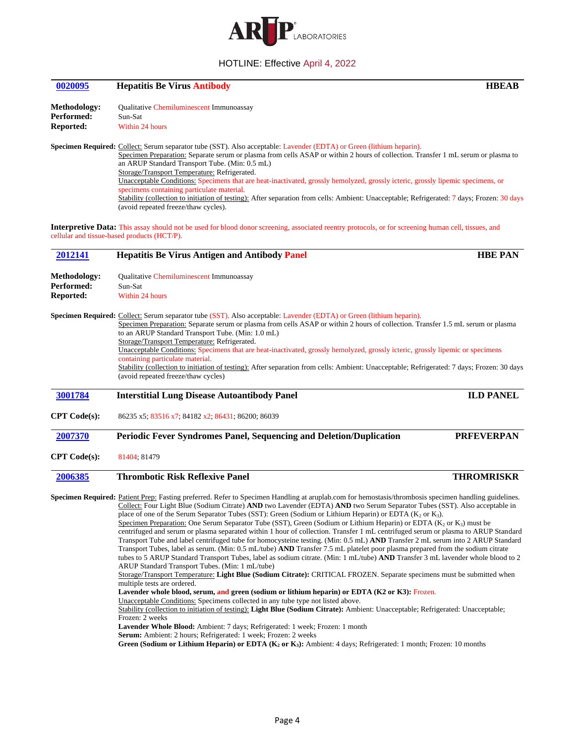HOTLINE: Effective April 4, 2022

## 0020095 **Hepatitis Be Virus Antibody** HBEAB

**Methodology:** Qualitative Chemiluminescent Immunoassay
**Performed:** Sun-Sat
**Reported:** Within 24 hours

**Specimen Required:** Collect: Serum separator tube (SST). Also acceptable: Lavender (EDTA) or Green (lithium heparin).
Specimen Preparation: Separate serum or plasma from cells ASAP or within 2 hours of collection. Transfer 1 mL serum or plasma to an ARUP Standard Transport Tube. (Min: 0.5 mL)
Storage/Transport Temperature: Refrigerated.
Unacceptable Conditions: Specimens that are heat-inactivated, grossly hemolyzed, grossly icteric, grossly lipemic specimens, or specimens containing particulate material.
Stability (collection to initiation of testing): After separation from cells: Ambient: Unacceptable; Refrigerated: 7 days; Frozen: 30 days (avoid repeated freeze/thaw cycles).

**Interpretive Data:** This assay should not be used for blood donor screening, associated reentry protocols, or for screening human cell, tissues, and cellular and tissue-based products (HCT/P).

## 2012141 **Hepatitis Be Virus Antigen and Antibody Panel** HBE PAN

**Methodology:** Qualitative Chemiluminescent Immunoassay
**Performed:** Sun-Sat
**Reported:** Within 24 hours

**Specimen Required:** Collect: Serum separator tube (SST). Also acceptable: Lavender (EDTA) or Green (lithium heparin).
Specimen Preparation: Separate serum or plasma from cells ASAP or within 2 hours of collection. Transfer 1.5 mL serum or plasma to an ARUP Standard Transport Tube. (Min: 1.0 mL)
Storage/Transport Temperature: Refrigerated.
Unacceptable Conditions: Specimens that are heat-inactivated, grossly hemolyzed, grossly icteric, grossly lipemic or specimens containing particulate material.
Stability (collection to initiation of testing): After separation from cells: Ambient: Unacceptable; Refrigerated: 7 days; Frozen: 30 days (avoid repeated freeze/thaw cycles)

## 3001784 **Interstitial Lung Disease Autoantibody Panel** ILD PANEL

**CPT Code(s):** 86235 x5; 83516 x7; 84182 x2; 86431; 86200; 86039

## 2007370 **Periodic Fever Syndromes Panel, Sequencing and Deletion/Duplication** PRFEVERPAN

**CPT Code(s):** 81404; 81479

## 2006385 **Thrombotic Risk Reflexive Panel** THROMRISKR

**Specimen Required:** Patient Prep: Fasting preferred. Refer to Specimen Handling at aruplab.com for hemostasis/thrombosis specimen handling guidelines.
Collect: Four Light Blue (Sodium Citrate) **AND** two Lavender (EDTA) **AND** two Serum Separator Tubes (SST). Also acceptable in place of one of the Serum Separator Tubes (SST): Green (Sodium or Lithium Heparin) or EDTA ($K_2$ or $K_3$).
Specimen Preparation: One Serum Separator Tube (SST), Green (Sodium or Lithium Heparin) or EDTA ($K_2$ or $K_3$) must be centrifuged and serum or plasma separated within 1 hour of collection. Transfer 1 mL centrifuged serum or plasma to ARUP Standard Transport Tube and label centrifuged tube for homocysteine testing. (Min: 0.5 mL) **AND** Transfer 2 mL serum into 2 ARUP Standard Transport Tubes, label as serum. (Min: 0.5 mL/tube) **AND** Transfer 7.5 mL platelet poor plasma prepared from the sodium citrate tubes to 5 ARUP Standard Transport Tubes, label as sodium citrate. (Min: 1 mL/tube) **AND** Transfer 3 mL lavender whole blood to 2 ARUP Standard Transport Tubes. (Min: 1 mL/tube)
Storage/Transport Temperature: **Light Blue (Sodium Citrate):** CRITICAL FROZEN. Separate specimens must be submitted when multiple tests are ordered.
**Lavender whole blood, serum, and green (sodium or lithium heparin) or EDTA (K2 or K3):** Frozen.
Unacceptable Conditions: Specimens collected in any tube type not listed above.
Stability (collection to initiation of testing): **Light Blue (Sodium Citrate):** Ambient: Unacceptable; Refrigerated: Unacceptable; Frozen: 2 weeks
**Lavender Whole Blood:** Ambient: 7 days; Refrigerated: 1 week; Frozen: 1 month
**Serum:** Ambient: 2 hours; Refrigerated: 1 week; Frozen: 2 weeks
**Green (Sodium or Lithium Heparin) or EDTA ($K_2$ or $K_3$):** Ambient: 4 days; Refrigerated: 1 month; Frozen: 10 months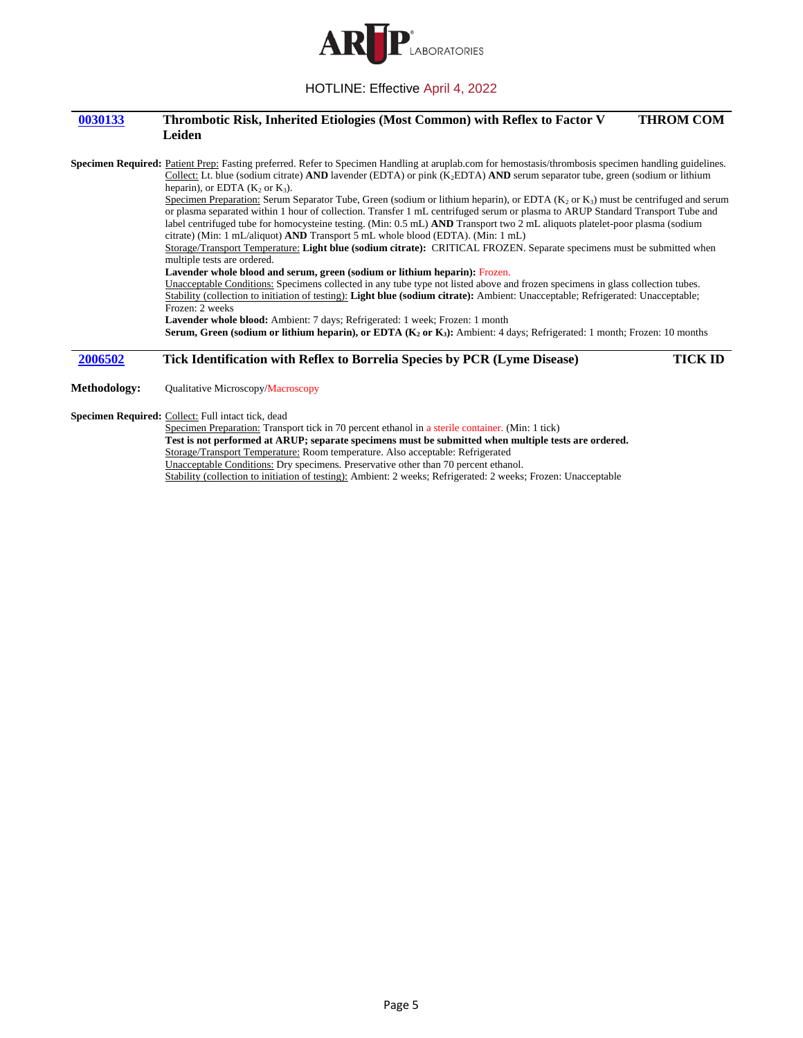HOTLINE: Effective April 4, 2022

## 0030133 Thrombotic Risk, Inherited Etiologies (Most Common) with Reflex to Factor V Leiden — THROM COM

**Specimen Required:** Patient Prep: Fasting preferred. Refer to Specimen Handling at aruplab.com for hemostasis/thrombosis specimen handling guidelines.

Collect: Lt. blue (sodium citrate) **AND** lavender (EDTA) or pink ($K_2$EDTA) **AND** serum separator tube, green (sodium or lithium heparin), or EDTA ($K_2$ or $K_3$).

Specimen Preparation: Serum Separator Tube, Green (sodium or lithium heparin), or EDTA ($K_2$ or $K_3$) must be centrifuged and serum or plasma separated within 1 hour of collection. Transfer 1 mL centrifuged serum or plasma to ARUP Standard Transport Tube and label centrifuged tube for homocysteine testing. (Min: 0.5 mL) **AND** Transport two 2 mL aliquots platelet-poor plasma (sodium citrate) (Min: 1 mL/aliquot) **AND** Transport 5 mL whole blood (EDTA). (Min: 1 mL)

Storage/Transport Temperature: **Light blue (sodium citrate):** CRITICAL FROZEN. Separate specimens must be submitted when multiple tests are ordered.

**Lavender whole blood and serum, green (sodium or lithium heparin):** Frozen.

Unacceptable Conditions: Specimens collected in any tube type not listed above and frozen specimens in glass collection tubes.

Stability (collection to initiation of testing): **Light blue (sodium citrate):** Ambient: Unacceptable; Refrigerated: Unacceptable; Frozen: 2 weeks

**Lavender whole blood:** Ambient: 7 days; Refrigerated: 1 week; Frozen: 1 month

**Serum, Green (sodium or lithium heparin), or EDTA ($K_2$ or $K_3$):** Ambient: 4 days; Refrigerated: 1 month; Frozen: 10 months

## 2006502 Tick Identification with Reflex to Borrelia Species by PCR (Lyme Disease) — TICK ID

**Methodology:** Qualitative Microscopy/Macroscopy

**Specimen Required:** Collect: Full intact tick, dead

Specimen Preparation: Transport tick in 70 percent ethanol in a sterile container. (Min: 1 tick)

**Test is not performed at ARUP; separate specimens must be submitted when multiple tests are ordered.**

Storage/Transport Temperature: Room temperature. Also acceptable: Refrigerated

Unacceptable Conditions: Dry specimens. Preservative other than 70 percent ethanol.

Stability (collection to initiation of testing): Ambient: 2 weeks; Refrigerated: 2 weeks; Frozen: Unacceptable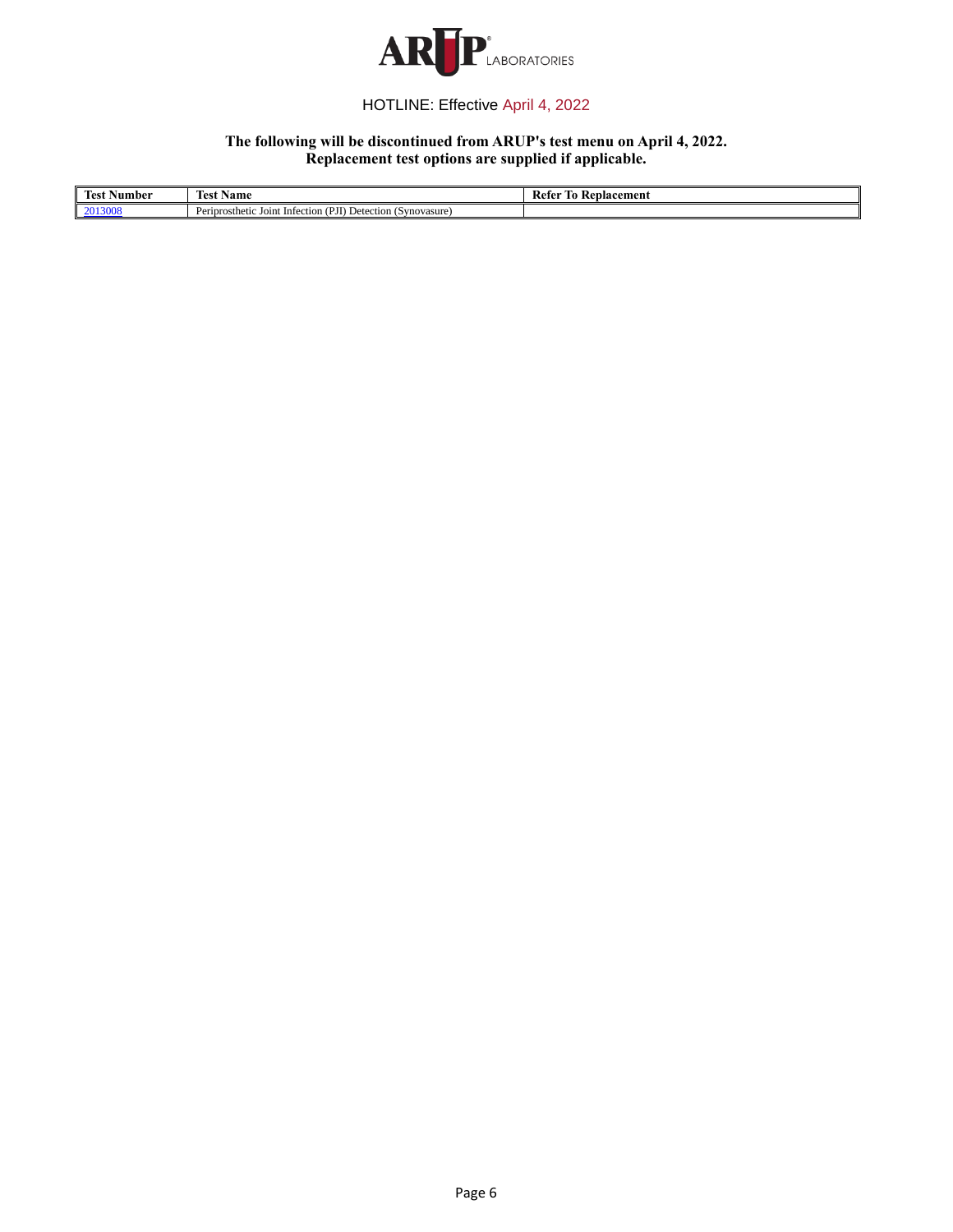HOTLINE: Effective April 4, 2022

**The following will be discontinued from ARUP's test menu on April 4, 2022.**
**Replacement test options are supplied if applicable.**

| Test Number | Test Name | Refer To Replacement |
|---|---|---|
| 2013008 | Periprosthetic Joint Infection (PJI) Detection (Synovasure) | |